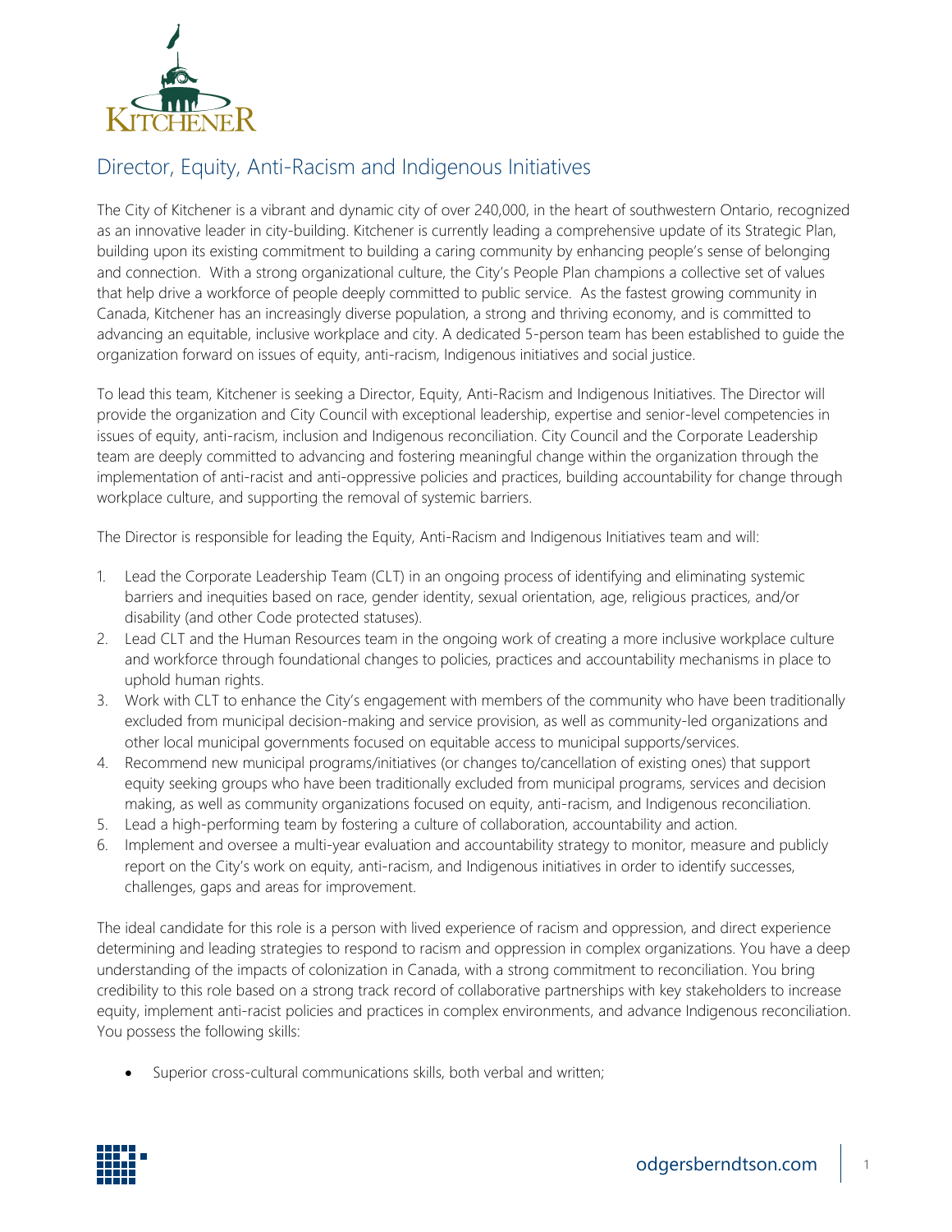# Director, Equity, Anti-Racism and Indigenous Initiatives

The City of Kitchener is a vibrant and dynamic city of over 240,000, in the heart of southwestern Ontario, recognized as an innovative leader in city-building. Kitchener is currently leading a comprehensive update of its Strategic Plan, building upon its existing commitment to building a caring community by enhancing people's sense of belonging and connection. With a strong organizational culture, the City's People Plan champions a collective set of values that help drive a workforce of people deeply committed to public service. As the fastest growing community in Canada, Kitchener has an increasingly diverse population, a strong and thriving economy, and is committed to advancing an equitable, inclusive workplace and city. A dedicated 5-person team has been established to guide the organization forward on issues of equity, anti-racism, Indigenous initiatives and social justice.

To lead this team, Kitchener is seeking a Director, Equity, Anti-Racism and Indigenous Initiatives. The Director will provide the organization and City Council with exceptional leadership, expertise and senior-level competencies in issues of equity, anti-racism, inclusion and Indigenous reconciliation. City Council and the Corporate Leadership team are deeply committed to advancing and fostering meaningful change within the organization through the implementation of anti-racist and anti-oppressive policies and practices, building accountability for change through workplace culture, and supporting the removal of systemic barriers.

The Director is responsible for leading the Equity, Anti-Racism and Indigenous Initiatives team and will:

1. Lead the Corporate Leadership Team (CLT) in an ongoing process of identifying and eliminating systemic barriers and inequities based on race, gender identity, sexual orientation, age, religious practices, and/or disability (and other Code protected statuses).
2. Lead CLT and the Human Resources team in the ongoing work of creating a more inclusive workplace culture and workforce through foundational changes to policies, practices and accountability mechanisms in place to uphold human rights.
3. Work with CLT to enhance the City's engagement with members of the community who have been traditionally excluded from municipal decision-making and service provision, as well as community-led organizations and other local municipal governments focused on equitable access to municipal supports/services.
4. Recommend new municipal programs/initiatives (or changes to/cancellation of existing ones) that support equity seeking groups who have been traditionally excluded from municipal programs, services and decision making, as well as community organizations focused on equity, anti-racism, and Indigenous reconciliation.
5. Lead a high-performing team by fostering a culture of collaboration, accountability and action.
6. Implement and oversee a multi-year evaluation and accountability strategy to monitor, measure and publicly report on the City's work on equity, anti-racism, and Indigenous initiatives in order to identify successes, challenges, gaps and areas for improvement.

The ideal candidate for this role is a person with lived experience of racism and oppression, and direct experience determining and leading strategies to respond to racism and oppression in complex organizations. You have a deep understanding of the impacts of colonization in Canada, with a strong commitment to reconciliation. You bring credibility to this role based on a strong track record of collaborative partnerships with key stakeholders to increase equity, implement anti-racist policies and practices in complex environments, and advance Indigenous reconciliation. You possess the following skills:

- Superior cross-cultural communications skills, both verbal and written;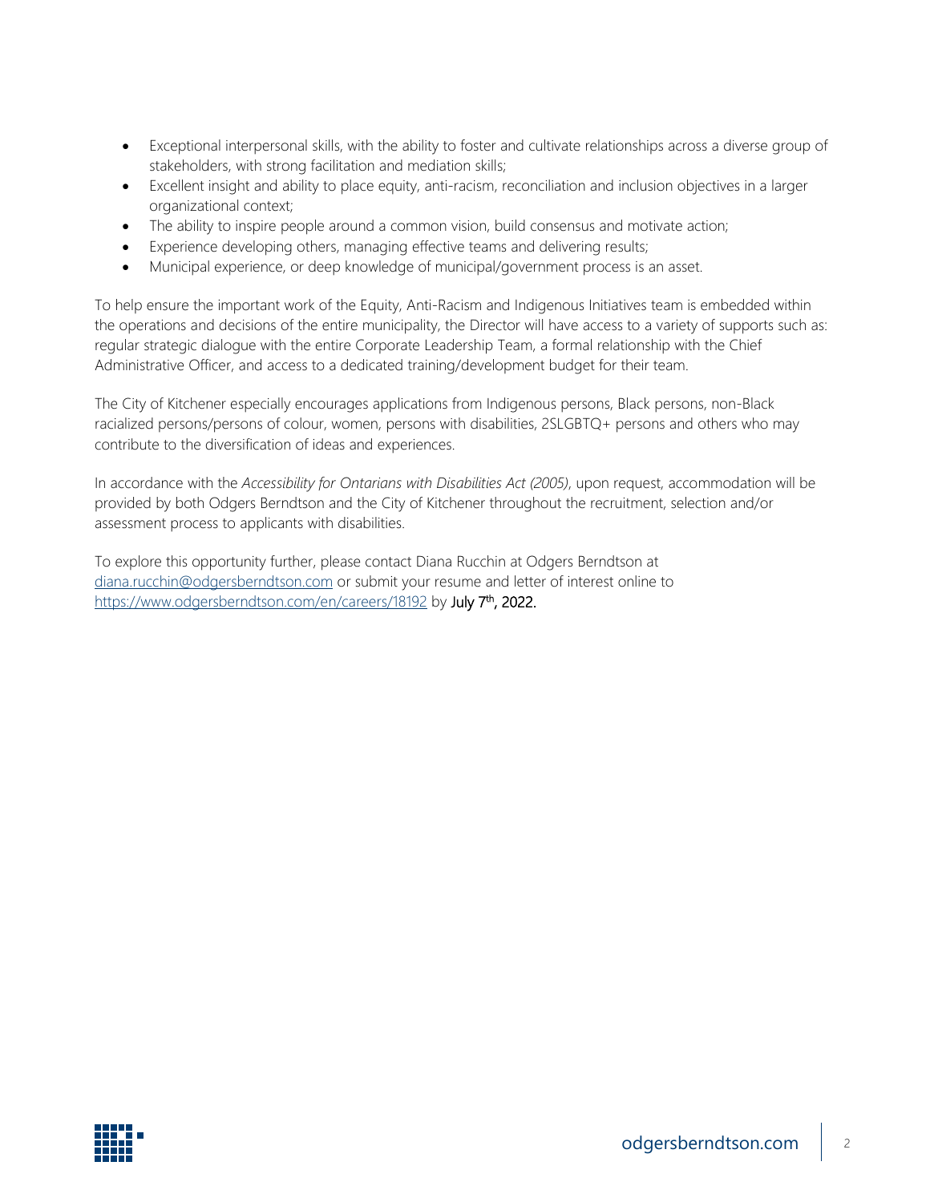- Exceptional interpersonal skills, with the ability to foster and cultivate relationships across a diverse group of stakeholders, with strong facilitation and mediation skills;
- Excellent insight and ability to place equity, anti-racism, reconciliation and inclusion objectives in a larger organizational context;
- The ability to inspire people around a common vision, build consensus and motivate action;
- Experience developing others, managing effective teams and delivering results;
- Municipal experience, or deep knowledge of municipal/government process is an asset.

To help ensure the important work of the Equity, Anti-Racism and Indigenous Initiatives team is embedded within the operations and decisions of the entire municipality, the Director will have access to a variety of supports such as: regular strategic dialogue with the entire Corporate Leadership Team, a formal relationship with the Chief Administrative Officer, and access to a dedicated training/development budget for their team.

The City of Kitchener especially encourages applications from Indigenous persons, Black persons, non-Black racialized persons/persons of colour, women, persons with disabilities, 2SLGBTQ+ persons and others who may contribute to the diversification of ideas and experiences.

In accordance with the *Accessibility for Ontarians with Disabilities Act (2005)*, upon request, accommodation will be provided by both Odgers Berndtson and the City of Kitchener throughout the recruitment, selection and/or assessment process to applicants with disabilities.

To explore this opportunity further, please contact Diana Rucchin at Odgers Berndtson at [diana.rucchin@odgersberndtson.com](mailto:diana.rucchin@odgersberndtson.com) or submit your resume and letter of interest online to [https://www.odgersberndtson.com/en/careers/18192](https://www.odgersberndtson.com/en/careers/18192) by **July 7th, 2022.**